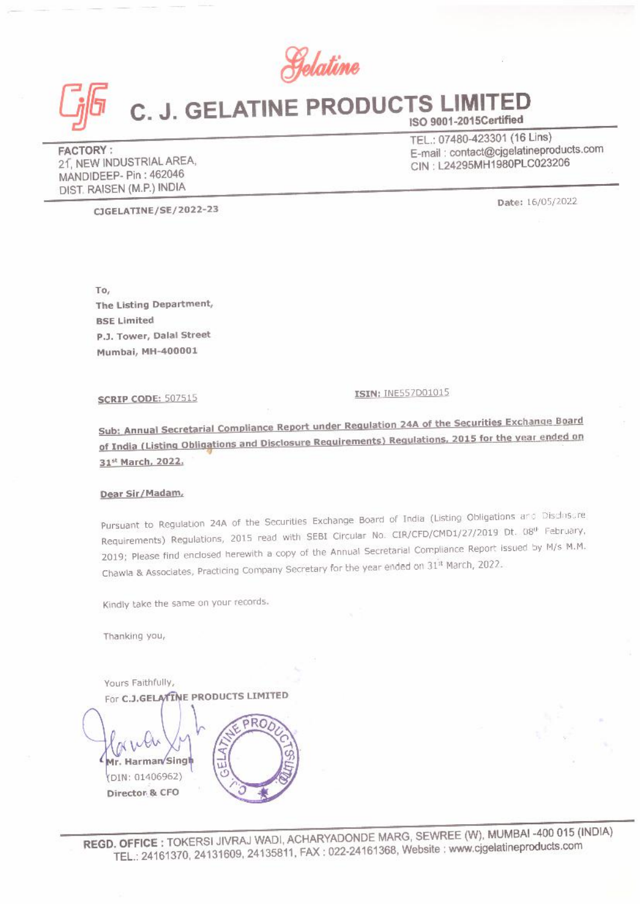Gelatine

# C. J. GELATINE PRODUCTS LIMITED

ISO 9001-2015Certified

**FACTORY :**
21, NEW INDUSTRIAL AREA,
MANDIDEEP- Pin : 462046
DIST. RAISEN (M.P.) INDIA

TEL.: 07480-423301 (16 Lins)
E-mail : contact@cjgelatineproducts.com
CIN : L24295MH1980PLC023206

**CJGELATINE/SE/2022-23**

**Date:** 16/05/2022

To,
**The Listing Department,**
**BSE Limited**
**P.J. Tower, Dalal Street**
**Mumbai, MH-400001**

**SCRIP CODE:** 507515

**ISIN:** INE557D01015

**Sub: Annual Secretarial Compliance Report under Regulation 24A of the Securities Exchange Board of India (Listing Obligations and Disclosure Requirements) Regulations, 2015 for the year ended on 31st March, 2022.**

**Dear Sir/Madam,**

Pursuant to Regulation 24A of the Securities Exchange Board of India (Listing Obligations and Disclosure Requirements) Regulations, 2015 read with SEBI Circular No. CIR/CFD/CMD1/27/2019 Dt. 08th February, 2019; Please find enclosed herewith a copy of the Annual Secretarial Compliance Report issued by M/s M.M. Chawla & Associates, Practicing Company Secretary for the year ended on 31st March, 2022.

Kindly take the same on your records.

Thanking you,

Yours Faithfully,
For **C.J.GELATINE PRODUCTS LIMITED**

**Mr. Harman Singh**
(DIN: 01406962)
**Director & CFO**

**REGD. OFFICE :** TOKERSI JIVRAJ WADI, ACHARYADONDE MARG, SEWREE (W), MUMBAI -400 015 (INDIA)
TEL.: 24161370, 24131609, 24135811, FAX : 022-24161368, Website : www.cjgelatineproducts.com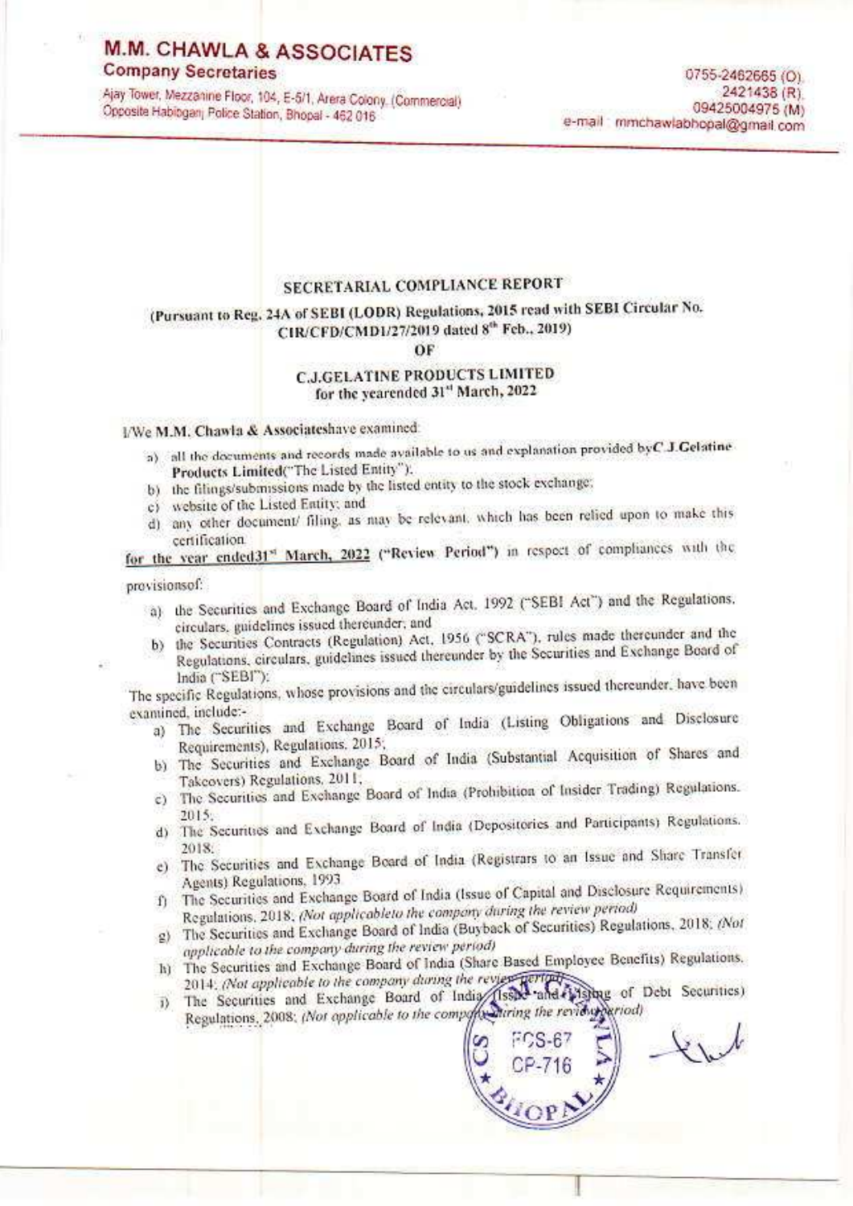# M.M. CHAWLA & ASSOCIATES

**Company Secretaries**

Ajay Tower, Mezzanine Floor, 104, E-5/1, Arera Colony, (Commercial)
Opposite Habibganj Police Station, Bhopal - 462 016

0755-2462665 (O),
2421438 (R),
09425004975 (M)
e-mail : mmchawlabhopal@gmail.com

## SECRETARIAL COMPLIANCE REPORT

### (Pursuant to Reg. 24A of SEBI (LODR) Regulations, 2015 read with SEBI Circular No. CIR/CFD/CMD1/27/2019 dated 8th Feb., 2019)

### OF

### C.J.GELATINE PRODUCTS LIMITED for the yearended 31st March, 2022

I/We **M.M. Chawla & Associates**have examined:

a) all the documents and records made available to us and explanation provided by**C.J.Gelatine Products Limited**("The Listed Entity");
b) the filings/submissions made by the listed entity to the stock exchange;
c) website of the Listed Entity; and
d) any other document/ filing, as may be relevant, which has been relied upon to make this certification

for the year ended31st March, 2022 ("Review Period") in respect of compliances with the provisionsof:

a) the Securities and Exchange Board of India Act, 1992 ("SEBI Act") and the Regulations, circulars, guidelines issued thereunder; and
b) the Securities Contracts (Regulation) Act, 1956 ("SCRA"), rules made thereunder and the Regulations, circulars, guidelines issued thereunder by the Securities and Exchange Board of India ("SEBI");

The specific Regulations, whose provisions and the circulars/guidelines issued thereunder, have been examined, include:-

a) The Securities and Exchange Board of India (Listing Obligations and Disclosure Requirements), Regulations, 2015;
b) The Securities and Exchange Board of India (Substantial Acquisition of Shares and Takeovers) Regulations, 2011;
c) The Securities and Exchange Board of India (Prohibition of Insider Trading) Regulations, 2015;
d) The Securities and Exchange Board of India (Depositories and Participants) Regulations, 2018;
e) The Securities and Exchange Board of India (Registrars to an Issue and Share Transfer Agents) Regulations, 1993
f) The Securities and Exchange Board of India (Issue of Capital and Disclosure Requirements) Regulations, 2018; *(Not applicableto the company during the review period)*
g) The Securities and Exchange Board of India (Buyback of Securities) Regulations, 2018; *(Not applicable to the company during the review period)*
h) The Securities and Exchange Board of India (Share Based Employee Benefits) Regulations, 2014; *(Not applicable to the company during the review period)*
i) The Securities and Exchange Board of India (Issue and Listing of Debt Securities) Regulations, 2008; *(Not applicable to the company during the review period)*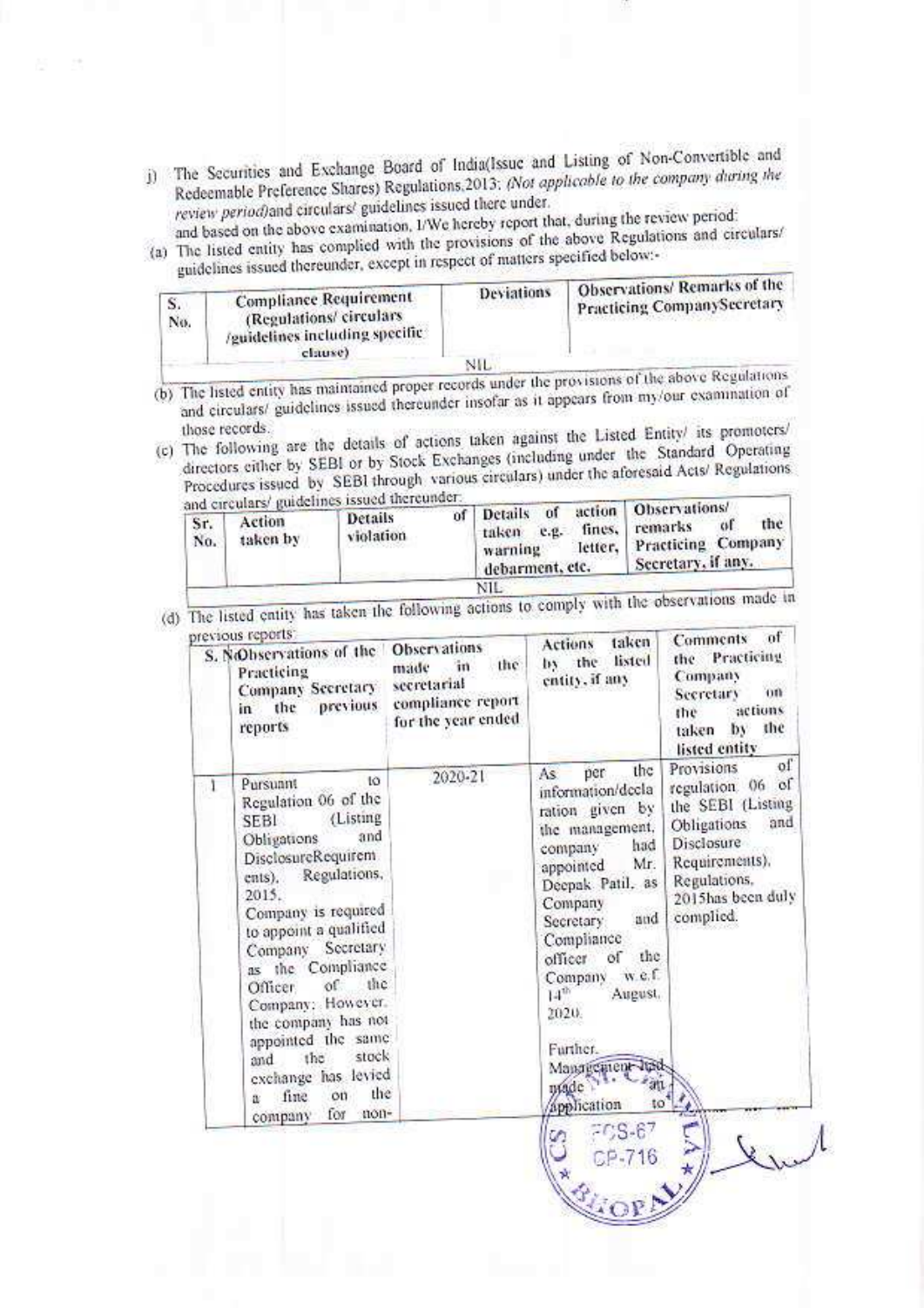j) The Securities and Exchange Board of India(Issue and Listing of Non-Convertible and Redeemable Preference Shares) Regulations,2013; *(Not applicable to the company during the review period)*and circulars/ guidelines issued there under.

and based on the above examination, I/We hereby report that, during the review period:

(a) The listed entity has complied with the provisions of the above Regulations and circulars/ guidelines issued thereunder, except in respect of matters specified below:-

| S. No. | Compliance Requirement (Regulations/ circulars /guidelines including specific clause) | Deviations | Observations/ Remarks of the Practicing CompanySecretary |
|---|---|---|---|
| | | NIL | |

(b) The listed entity has maintained proper records under the provisions of the above Regulations and circulars/ guidelines issued thereunder insofar as it appears from my/our examination of those records.

(c) The following are the details of actions taken against the Listed Entity/ its promoters/ directors either by SEBI or by Stock Exchanges (including under the Standard Operating Procedures issued by SEBI through various circulars) under the aforesaid Acts/ Regulations and circulars/ guidelines issued thereunder:

| Sr. No. | Action taken by | Details of violation | Details of action taken e.g. fines, warning letter, debarment, etc. | Observations/ remarks of the Practicing Company Secretary, if any. |
|---|---|---|---|---|
| | | NIL | | |

(d) The listed entity has taken the following actions to comply with the observations made in previous reports:

| S. No | Observations of the Practicing Company Secretary in the previous reports | Observations made in the secretarial compliance report for the year ended | Actions taken by the listed entity, if any | Comments of the Practicing Company Secretary on the actions taken by the listed entity |
|---|---|---|---|---|
| 1 | Pursuant to Regulation 06 of the SEBI (Listing Obligations and DisclosureRequirements), Regulations, 2015, Company is required to appoint a qualified Company Secretary as the Compliance Officer of the Company; However, the company has not appointed the same and the stock exchange has levied a fine on the company for non- | 2020-21 | As per the information/declaration given by the management, company had appointed Mr. Deepak Patil, as Company Secretary and Compliance officer of the Company w.e.f. 14th August, 2020. Further, Management had made an application to | Provisions of regulation 06 of the SEBI (Listing Obligations and Disclosure Requirements), Regulations, 2015has been duly complied. |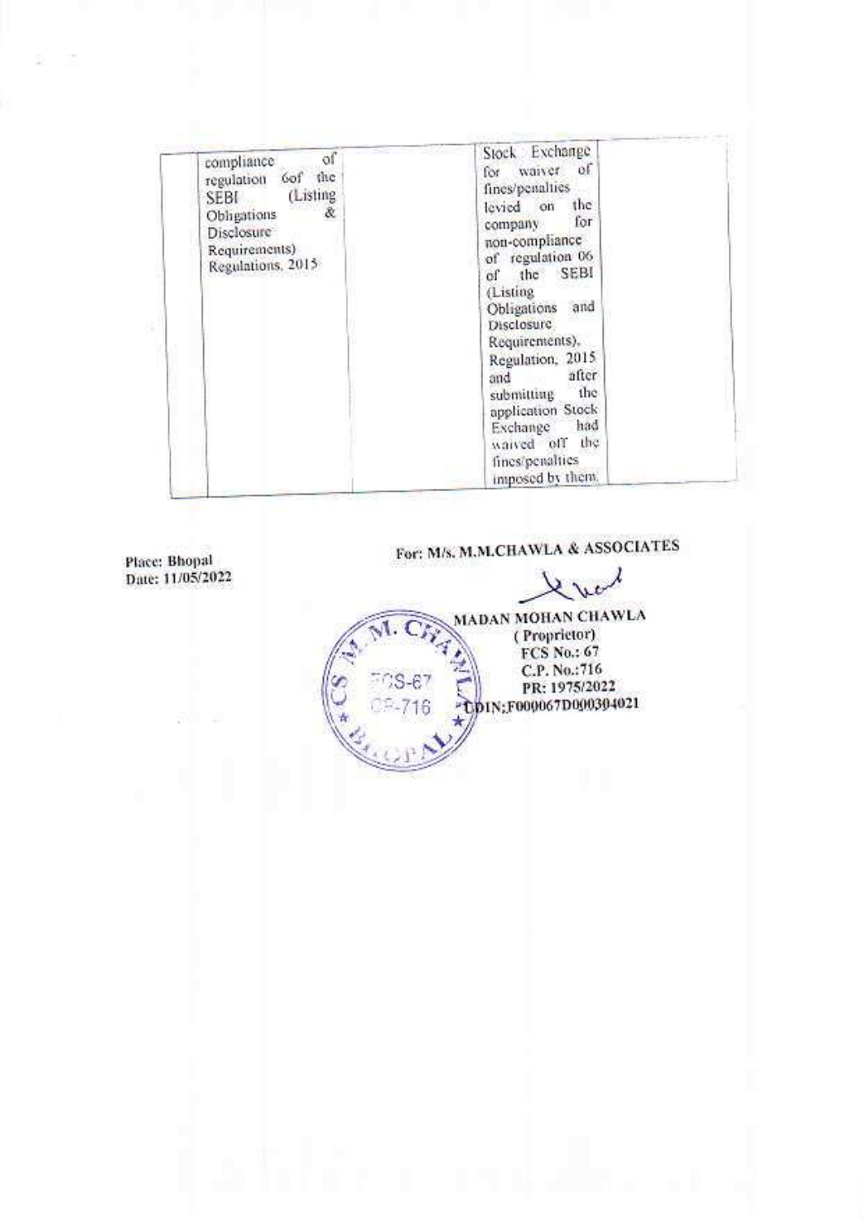| | | | | |
|---|---|---|---|---|
| | compliance of regulation 6of the SEBI (Listing Obligations & Disclosure Requirements) Regulations, 2015 | | Stock Exchange for waiver of fines/penalties levied on the company for non-compliance of regulation 06 of the SEBI (Listing Obligations and Disclosure Requirements), Regulation, 2015 and after submitting the application Stock Exchange had waived off the fines/penalties imposed by them. | |

**Place: Bhopal**
**Date: 11/05/2022**

**For: M/s. M.M.CHAWLA & ASSOCIATES**

**MADAN MOHAN CHAWLA**
**(Proprietor)**
**FCS No.: 67**
**C.P. No.:716**
**PR: 1975/2022**
**UDIN:F000067D000304021**